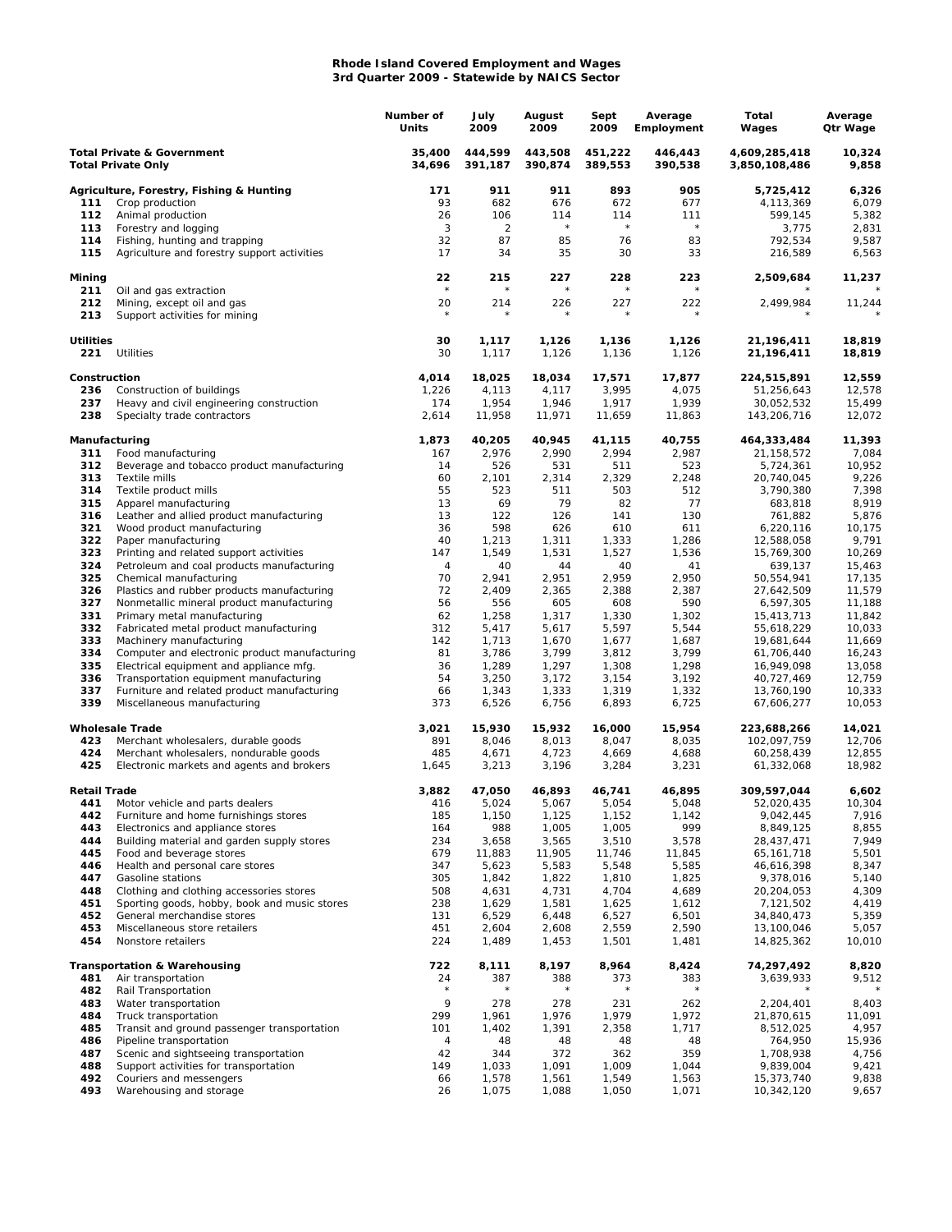# Rhode Island Covered Employment and Wages
## 3rd Quarter 2009 - Statewide by NAICS Sector

| | | Number of Units | July 2009 | August 2009 | Sept 2009 | Average Employment | Total Wages | Average Qtr Wage |
|---|---|---|---|---|---|---|---|---|
| **Total Private & Government** | | **35,400** | **444,599** | **443,508** | **451,222** | **446,443** | **4,609,285,418** | **10,324** |
| **Total Private Only** | | **34,696** | **391,187** | **390,874** | **389,553** | **390,538** | **3,850,108,486** | **9,858** |
| **Agriculture, Forestry, Fishing & Hunting** | | **171** | **911** | **911** | **893** | **905** | **5,725,412** | **6,326** |
| 111 | Crop production | 93 | 682 | 676 | 672 | 677 | 4,113,369 | 6,079 |
| 112 | Animal production | 26 | 106 | 114 | 114 | 111 | 599,145 | 5,382 |
| 113 | Forestry and logging | 3 | 2 | * | * | * | 3,775 | 2,831 |
| 114 | Fishing, hunting and trapping | 32 | 87 | 85 | 76 | 83 | 792,534 | 9,587 |
| 115 | Agriculture and forestry support activities | 17 | 34 | 35 | 30 | 33 | 216,589 | 6,563 |
| **Mining** | | **22** | **215** | **227** | **228** | **223** | **2,509,684** | **11,237** |
| 211 | Oil and gas extraction | * | * | * | * | * | * | * |
| 212 | Mining, except oil and gas | 20 | 214 | 226 | 227 | 222 | 2,499,984 | 11,244 |
| 213 | Support activities for mining | * | * | * | * | * | * | * |
| **Utilities** | | **30** | **1,117** | **1,126** | **1,136** | **1,126** | **21,196,411** | **18,819** |
| 221 | Utilities | 30 | 1,117 | 1,126 | 1,136 | 1,126 | 21,196,411 | 18,819 |
| **Construction** | | **4,014** | **18,025** | **18,034** | **17,571** | **17,877** | **224,515,891** | **12,559** |
| 236 | Construction of buildings | 1,226 | 4,113 | 4,117 | 3,995 | 4,075 | 51,256,643 | 12,578 |
| 237 | Heavy and civil engineering construction | 174 | 1,954 | 1,946 | 1,917 | 1,939 | 30,052,532 | 15,499 |
| 238 | Specialty trade contractors | 2,614 | 11,958 | 11,971 | 11,659 | 11,863 | 143,206,716 | 12,072 |
| **Manufacturing** | | **1,873** | **40,205** | **40,945** | **41,115** | **40,755** | **464,333,484** | **11,393** |
| 311 | Food manufacturing | 167 | 2,976 | 2,990 | 2,994 | 2,987 | 21,158,572 | 7,084 |
| 312 | Beverage and tobacco product manufacturing | 14 | 526 | 531 | 511 | 523 | 5,724,361 | 10,952 |
| 313 | Textile mills | 60 | 2,101 | 2,314 | 2,329 | 2,248 | 20,740,045 | 9,226 |
| 314 | Textile product mills | 55 | 523 | 511 | 503 | 512 | 3,790,380 | 7,398 |
| 315 | Apparel manufacturing | 13 | 69 | 79 | 82 | 77 | 683,818 | 8,919 |
| 316 | Leather and allied product manufacturing | 13 | 122 | 126 | 141 | 130 | 761,882 | 5,876 |
| 321 | Wood product manufacturing | 36 | 598 | 626 | 610 | 611 | 6,220,116 | 10,175 |
| 322 | Paper manufacturing | 40 | 1,213 | 1,311 | 1,333 | 1,286 | 12,588,058 | 9,791 |
| 323 | Printing and related support activities | 147 | 1,549 | 1,531 | 1,527 | 1,536 | 15,769,300 | 10,269 |
| 324 | Petroleum and coal products manufacturing | 4 | 40 | 44 | 40 | 41 | 639,137 | 15,463 |
| 325 | Chemical manufacturing | 70 | 2,941 | 2,951 | 2,959 | 2,950 | 50,554,941 | 17,135 |
| 326 | Plastics and rubber products manufacturing | 72 | 2,409 | 2,365 | 2,388 | 2,387 | 27,642,509 | 11,579 |
| 327 | Nonmetallic mineral product manufacturing | 56 | 556 | 605 | 608 | 590 | 6,597,305 | 11,188 |
| 331 | Primary metal manufacturing | 62 | 1,258 | 1,317 | 1,330 | 1,302 | 15,413,713 | 11,842 |
| 332 | Fabricated metal product manufacturing | 312 | 5,417 | 5,617 | 5,597 | 5,544 | 55,618,229 | 10,033 |
| 333 | Machinery manufacturing | 142 | 1,713 | 1,670 | 1,677 | 1,687 | 19,681,644 | 11,669 |
| 334 | Computer and electronic product manufacturing | 81 | 3,786 | 3,799 | 3,812 | 3,799 | 61,706,440 | 16,243 |
| 335 | Electrical equipment and appliance mfg. | 36 | 1,289 | 1,297 | 1,308 | 1,298 | 16,949,098 | 13,058 |
| 336 | Transportation equipment manufacturing | 54 | 3,250 | 3,172 | 3,154 | 3,192 | 40,727,469 | 12,759 |
| 337 | Furniture and related product manufacturing | 66 | 1,343 | 1,333 | 1,319 | 1,332 | 13,760,190 | 10,333 |
| 339 | Miscellaneous manufacturing | 373 | 6,526 | 6,756 | 6,893 | 6,725 | 67,606,277 | 10,053 |
| **Wholesale Trade** | | **3,021** | **15,930** | **15,932** | **16,000** | **15,954** | **223,688,266** | **14,021** |
| 423 | Merchant wholesalers, durable goods | 891 | 8,046 | 8,013 | 8,047 | 8,035 | 102,097,759 | 12,706 |
| 424 | Merchant wholesalers, nondurable goods | 485 | 4,671 | 4,723 | 4,669 | 4,688 | 60,258,439 | 12,855 |
| 425 | Electronic markets and agents and brokers | 1,645 | 3,213 | 3,196 | 3,284 | 3,231 | 61,332,068 | 18,982 |
| **Retail Trade** | | **3,882** | **47,050** | **46,893** | **46,741** | **46,895** | **309,597,044** | **6,602** |
| 441 | Motor vehicle and parts dealers | 416 | 5,024 | 5,067 | 5,054 | 5,048 | 52,020,435 | 10,304 |
| 442 | Furniture and home furnishings stores | 185 | 1,150 | 1,125 | 1,152 | 1,142 | 9,042,445 | 7,916 |
| 443 | Electronics and appliance stores | 164 | 988 | 1,005 | 1,005 | 999 | 8,849,125 | 8,855 |
| 444 | Building material and garden supply stores | 234 | 3,658 | 3,565 | 3,510 | 3,578 | 28,437,471 | 7,949 |
| 445 | Food and beverage stores | 679 | 11,883 | 11,905 | 11,746 | 11,845 | 65,161,718 | 5,501 |
| 446 | Health and personal care stores | 347 | 5,623 | 5,583 | 5,548 | 5,585 | 46,616,398 | 8,347 |
| 447 | Gasoline stations | 305 | 1,842 | 1,822 | 1,810 | 1,825 | 9,378,016 | 5,140 |
| 448 | Clothing and clothing accessories stores | 508 | 4,631 | 4,731 | 4,704 | 4,689 | 20,204,053 | 4,309 |
| 451 | Sporting goods, hobby, book and music stores | 238 | 1,629 | 1,581 | 1,625 | 1,612 | 7,121,502 | 4,419 |
| 452 | General merchandise stores | 131 | 6,529 | 6,448 | 6,527 | 6,501 | 34,840,473 | 5,359 |
| 453 | Miscellaneous store retailers | 451 | 2,604 | 2,608 | 2,559 | 2,590 | 13,100,046 | 5,057 |
| 454 | Nonstore retailers | 224 | 1,489 | 1,453 | 1,501 | 1,481 | 14,825,362 | 10,010 |
| **Transportation & Warehousing** | | **722** | **8,111** | **8,197** | **8,964** | **8,424** | **74,297,492** | **8,820** |
| 481 | Air transportation | 24 | 387 | 388 | 373 | 383 | 3,639,933 | 9,512 |
| 482 | Rail Transportation | * | * | * | * | * | * | * |
| 483 | Water transportation | 9 | 278 | 278 | 231 | 262 | 2,204,401 | 8,403 |
| 484 | Truck transportation | 299 | 1,961 | 1,976 | 1,979 | 1,972 | 21,870,615 | 11,091 |
| 485 | Transit and ground passenger transportation | 101 | 1,402 | 1,391 | 2,358 | 1,717 | 8,512,025 | 4,957 |
| 486 | Pipeline transportation | 4 | 48 | 48 | 48 | 48 | 764,950 | 15,936 |
| 487 | Scenic and sightseeing transportation | 42 | 344 | 372 | 362 | 359 | 1,708,938 | 4,756 |
| 488 | Support activities for transportation | 149 | 1,033 | 1,091 | 1,009 | 1,044 | 9,839,004 | 9,421 |
| 492 | Couriers and messengers | 66 | 1,578 | 1,561 | 1,549 | 1,563 | 15,373,740 | 9,838 |
| 493 | Warehousing and storage | 26 | 1,075 | 1,088 | 1,050 | 1,071 | 10,342,120 | 9,657 |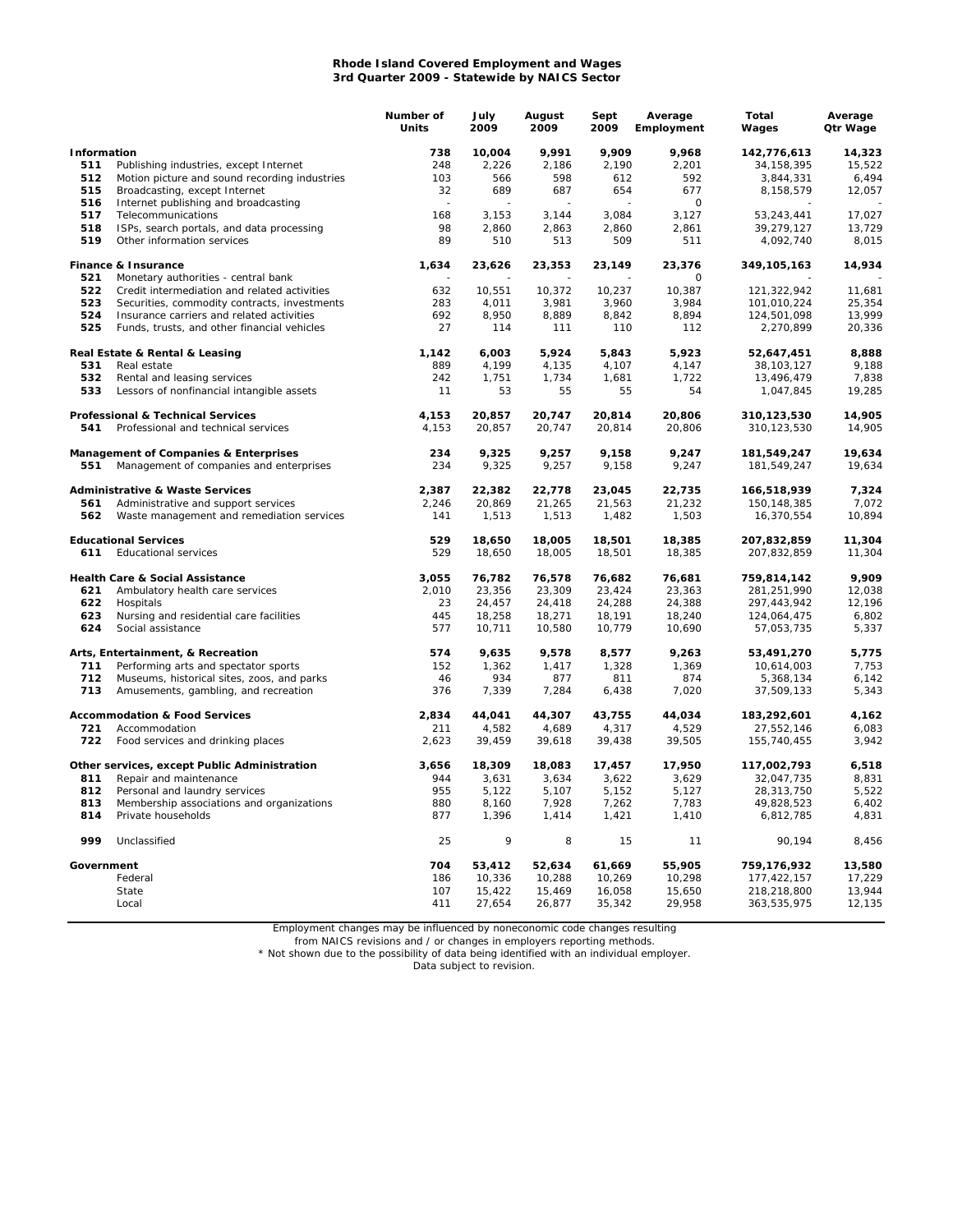# Rhode Island Covered Employment and Wages
## 3rd Quarter 2009 - Statewide by NAICS Sector

| | | Number of Units | July 2009 | August 2009 | Sept 2009 | Average Employment | Total Wages | Average Qtr Wage |
|---|---|---|---|---|---|---|---|---|
| **Information** | | **738** | **10,004** | **9,991** | **9,909** | **9,968** | **142,776,613** | **14,323** |
| **511** | Publishing industries, except Internet | 248 | 2,226 | 2,186 | 2,190 | 2,201 | 34,158,395 | 15,522 |
| **512** | Motion picture and sound recording industries | 103 | 566 | 598 | 612 | 592 | 3,844,331 | 6,494 |
| **515** | Broadcasting, except Internet | 32 | 689 | 687 | 654 | 677 | 8,158,579 | 12,057 |
| **516** | Internet publishing and broadcasting | - | - | - | - | 0 | - | - |
| **517** | Telecommunications | 168 | 3,153 | 3,144 | 3,084 | 3,127 | 53,243,441 | 17,027 |
| **518** | ISPs, search portals, and data processing | 98 | 2,860 | 2,863 | 2,860 | 2,861 | 39,279,127 | 13,729 |
| **519** | Other information services | 89 | 510 | 513 | 509 | 511 | 4,092,740 | 8,015 |
| **Finance & Insurance** | | **1,634** | **23,626** | **23,353** | **23,149** | **23,376** | **349,105,163** | **14,934** |
| **521** | Monetary authorities - central bank | - | - | - | - | 0 | - | - |
| **522** | Credit intermediation and related activities | 632 | 10,551 | 10,372 | 10,237 | 10,387 | 121,322,942 | 11,681 |
| **523** | Securities, commodity contracts, investments | 283 | 4,011 | 3,981 | 3,960 | 3,984 | 101,010,224 | 25,354 |
| **524** | Insurance carriers and related activities | 692 | 8,950 | 8,889 | 8,842 | 8,894 | 124,501,098 | 13,999 |
| **525** | Funds, trusts, and other financial vehicles | 27 | 114 | 111 | 110 | 112 | 2,270,899 | 20,336 |
| **Real Estate & Rental & Leasing** | | **1,142** | **6,003** | **5,924** | **5,843** | **5,923** | **52,647,451** | **8,888** |
| **531** | Real estate | 889 | 4,199 | 4,135 | 4,107 | 4,147 | 38,103,127 | 9,188 |
| **532** | Rental and leasing services | 242 | 1,751 | 1,734 | 1,681 | 1,722 | 13,496,479 | 7,838 |
| **533** | Lessors of nonfinancial intangible assets | 11 | 53 | 55 | 55 | 54 | 1,047,845 | 19,285 |
| **Professional & Technical Services** | | **4,153** | **20,857** | **20,747** | **20,814** | **20,806** | **310,123,530** | **14,905** |
| **541** | Professional and technical services | 4,153 | 20,857 | 20,747 | 20,814 | 20,806 | 310,123,530 | 14,905 |
| **Management of Companies & Enterprises** | | **234** | **9,325** | **9,257** | **9,158** | **9,247** | **181,549,247** | **19,634** |
| **551** | Management of companies and enterprises | 234 | 9,325 | 9,257 | 9,158 | 9,247 | 181,549,247 | 19,634 |
| **Administrative & Waste Services** | | **2,387** | **22,382** | **22,778** | **23,045** | **22,735** | **166,518,939** | **7,324** |
| **561** | Administrative and support services | 2,246 | 20,869 | 21,265 | 21,563 | 21,232 | 150,148,385 | 7,072 |
| **562** | Waste management and remediation services | 141 | 1,513 | 1,513 | 1,482 | 1,503 | 16,370,554 | 10,894 |
| **Educational Services** | | **529** | **18,650** | **18,005** | **18,501** | **18,385** | **207,832,859** | **11,304** |
| **611** | Educational services | 529 | 18,650 | 18,005 | 18,501 | 18,385 | 207,832,859 | 11,304 |
| **Health Care & Social Assistance** | | **3,055** | **76,782** | **76,578** | **76,682** | **76,681** | **759,814,142** | **9,909** |
| **621** | Ambulatory health care services | 2,010 | 23,356 | 23,309 | 23,424 | 23,363 | 281,251,990 | 12,038 |
| **622** | Hospitals | 23 | 24,457 | 24,418 | 24,288 | 24,388 | 297,443,942 | 12,196 |
| **623** | Nursing and residential care facilities | 445 | 18,258 | 18,271 | 18,191 | 18,240 | 124,064,475 | 6,802 |
| **624** | Social assistance | 577 | 10,711 | 10,580 | 10,779 | 10,690 | 57,053,735 | 5,337 |
| **Arts, Entertainment, & Recreation** | | **574** | **9,635** | **9,578** | **8,577** | **9,263** | **53,491,270** | **5,775** |
| **711** | Performing arts and spectator sports | 152 | 1,362 | 1,417 | 1,328 | 1,369 | 10,614,003 | 7,753 |
| **712** | Museums, historical sites, zoos, and parks | 46 | 934 | 877 | 811 | 874 | 5,368,134 | 6,142 |
| **713** | Amusements, gambling, and recreation | 376 | 7,339 | 7,284 | 6,438 | 7,020 | 37,509,133 | 5,343 |
| **Accommodation & Food Services** | | **2,834** | **44,041** | **44,307** | **43,755** | **44,034** | **183,292,601** | **4,162** |
| **721** | Accommodation | 211 | 4,582 | 4,689 | 4,317 | 4,529 | 27,552,146 | 6,083 |
| **722** | Food services and drinking places | 2,623 | 39,459 | 39,618 | 39,438 | 39,505 | 155,740,455 | 3,942 |
| **Other services, except Public Administration** | | **3,656** | **18,309** | **18,083** | **17,457** | **17,950** | **117,002,793** | **6,518** |
| **811** | Repair and maintenance | 944 | 3,631 | 3,634 | 3,622 | 3,629 | 32,047,735 | 8,831 |
| **812** | Personal and laundry services | 955 | 5,122 | 5,107 | 5,152 | 5,127 | 28,313,750 | 5,522 |
| **813** | Membership associations and organizations | 880 | 8,160 | 7,928 | 7,262 | 7,783 | 49,828,523 | 6,402 |
| **814** | Private households | 877 | 1,396 | 1,414 | 1,421 | 1,410 | 6,812,785 | 4,831 |
| **999** | Unclassified | 25 | 9 | 8 | 15 | 11 | 90,194 | 8,456 |
| **Government** | | **704** | **53,412** | **52,634** | **61,669** | **55,905** | **759,176,932** | **13,580** |
| | Federal | 186 | 10,336 | 10,288 | 10,269 | 10,298 | 177,422,157 | 17,229 |
| | State | 107 | 15,422 | 15,469 | 16,058 | 15,650 | 218,218,800 | 13,944 |
| | Local | 411 | 27,654 | 26,877 | 35,342 | 29,958 | 363,535,975 | 12,135 |

Employment changes may be influenced by noneconomic code changes resulting from NAICS revisions and / or changes in employers reporting methods.

* Not shown due to the possibility of data being identified with an individual employer.

Data subject to revision.